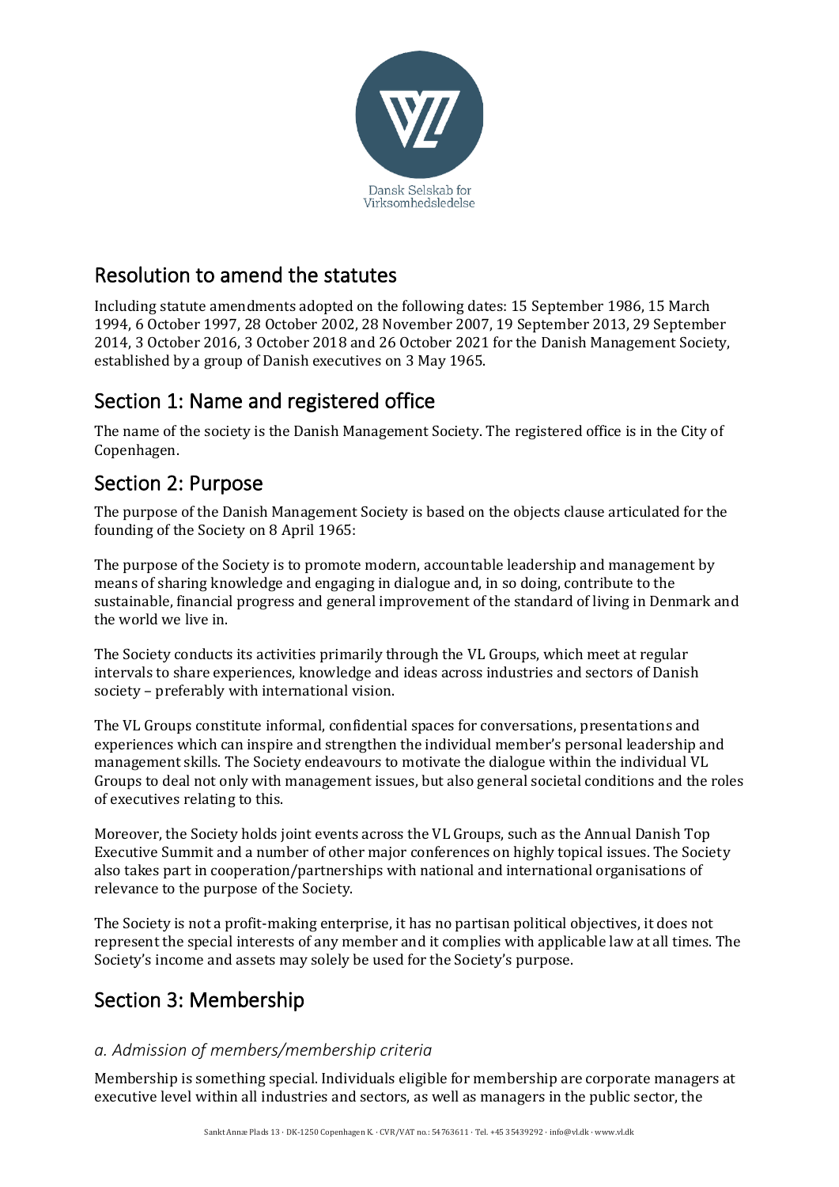Dansk Selskab for Virksomhedsledelse

# Resolution to amend the statutes

Including statute amendments adopted on the following dates: 15 September 1986, 15 March 1994, 6 October 1997, 28 October 2002, 28 November 2007, 19 September 2013, 29 September 2014, 3 October 2016, 3 October 2018 and 26 October 2021 for the Danish Management Society, established by a group of Danish executives on 3 May 1965.

## Section 1: Name and registered office

The name of the society is the Danish Management Society. The registered office is in the City of Copenhagen.

## Section 2: Purpose

The purpose of the Danish Management Society is based on the objects clause articulated for the founding of the Society on 8 April 1965:

The purpose of the Society is to promote modern, accountable leadership and management by means of sharing knowledge and engaging in dialogue and, in so doing, contribute to the sustainable, financial progress and general improvement of the standard of living in Denmark and the world we live in.

The Society conducts its activities primarily through the VL Groups, which meet at regular intervals to share experiences, knowledge and ideas across industries and sectors of Danish society – preferably with international vision.

The VL Groups constitute informal, confidential spaces for conversations, presentations and experiences which can inspire and strengthen the individual member's personal leadership and management skills. The Society endeavours to motivate the dialogue within the individual VL Groups to deal not only with management issues, but also general societal conditions and the roles of executives relating to this.

Moreover, the Society holds joint events across the VL Groups, such as the Annual Danish Top Executive Summit and a number of other major conferences on highly topical issues. The Society also takes part in cooperation/partnerships with national and international organisations of relevance to the purpose of the Society.

The Society is not a profit-making enterprise, it has no partisan political objectives, it does not represent the special interests of any member and it complies with applicable law at all times. The Society's income and assets may solely be used for the Society's purpose.

## Section 3: Membership

### *a. Admission of members/membership criteria*

Membership is something special. Individuals eligible for membership are corporate managers at executive level within all industries and sectors, as well as managers in the public sector, the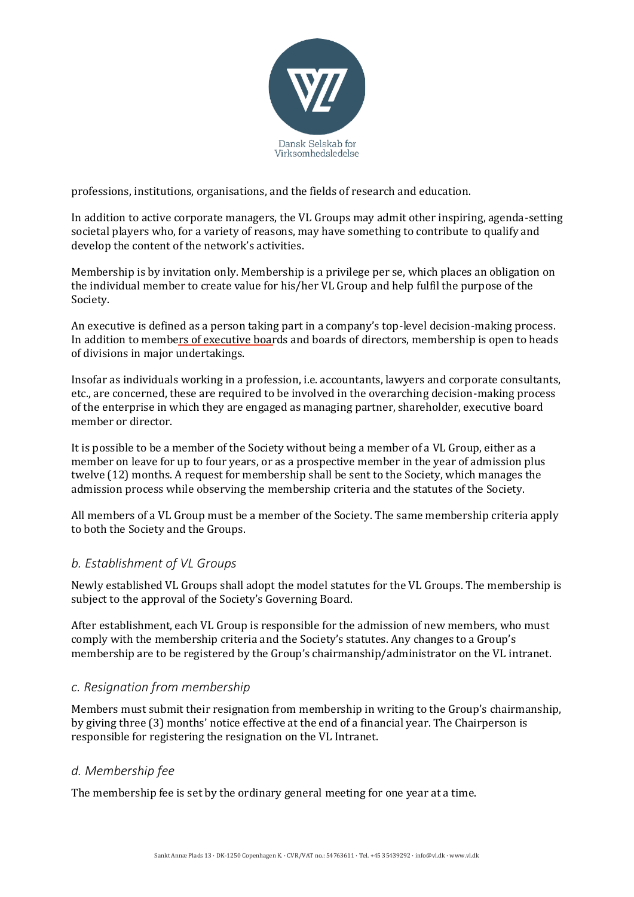professions, institutions, organisations, and the fields of research and education.

In addition to active corporate managers, the VL Groups may admit other inspiring, agenda-setting societal players who, for a variety of reasons, may have something to contribute to qualify and develop the content of the network's activities.

Membership is by invitation only. Membership is a privilege per se, which places an obligation on the individual member to create value for his/her VL Group and help fulfil the purpose of the Society.

An executive is defined as a person taking part in a company's top-level decision-making process. In addition to members of executive boards and boards of directors, membership is open to heads of divisions in major undertakings.

Insofar as individuals working in a profession, i.e. accountants, lawyers and corporate consultants, etc., are concerned, these are required to be involved in the overarching decision-making process of the enterprise in which they are engaged as managing partner, shareholder, executive board member or director.

It is possible to be a member of the Society without being a member of a VL Group, either as a member on leave for up to four years, or as a prospective member in the year of admission plus twelve (12) months. A request for membership shall be sent to the Society, which manages the admission process while observing the membership criteria and the statutes of the Society.

All members of a VL Group must be a member of the Society. The same membership criteria apply to both the Society and the Groups.

### *b. Establishment of VL Groups*

Newly established VL Groups shall adopt the model statutes for the VL Groups. The membership is subject to the approval of the Society's Governing Board.

After establishment, each VL Group is responsible for the admission of new members, who must comply with the membership criteria and the Society's statutes. Any changes to a Group's membership are to be registered by the Group's chairmanship/administrator on the VL intranet.

### *c. Resignation from membership*

Members must submit their resignation from membership in writing to the Group's chairmanship, by giving three (3) months' notice effective at the end of a financial year. The Chairperson is responsible for registering the resignation on the VL Intranet.

### *d. Membership fee*

The membership fee is set by the ordinary general meeting for one year at a time.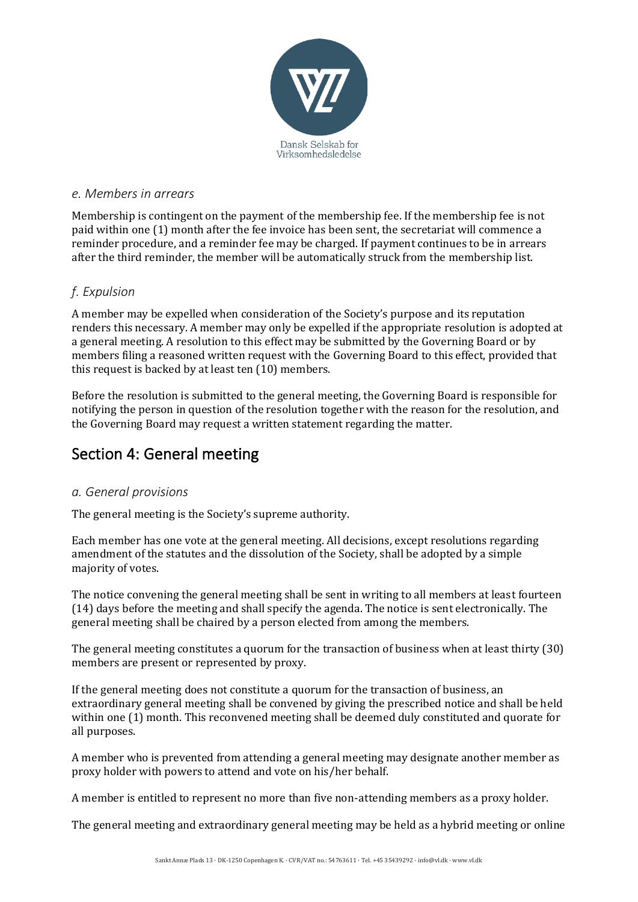### *e. Members in arrears*

Membership is contingent on the payment of the membership fee. If the membership fee is not paid within one (1) month after the fee invoice has been sent, the secretariat will commence a reminder procedure, and a reminder fee may be charged. If payment continues to be in arrears after the third reminder, the member will be automatically struck from the membership list.

### *f. Expulsion*

A member may be expelled when consideration of the Society's purpose and its reputation renders this necessary. A member may only be expelled if the appropriate resolution is adopted at a general meeting. A resolution to this effect may be submitted by the Governing Board or by members filing a reasoned written request with the Governing Board to this effect, provided that this request is backed by at least ten (10) members.

Before the resolution is submitted to the general meeting, the Governing Board is responsible for notifying the person in question of the resolution together with the reason for the resolution, and the Governing Board may request a written statement regarding the matter.

## Section 4: General meeting

### *a. General provisions*

The general meeting is the Society's supreme authority.

Each member has one vote at the general meeting. All decisions, except resolutions regarding amendment of the statutes and the dissolution of the Society, shall be adopted by a simple majority of votes.

The notice convening the general meeting shall be sent in writing to all members at least fourteen (14) days before the meeting and shall specify the agenda. The notice is sent electronically. The general meeting shall be chaired by a person elected from among the members.

The general meeting constitutes a quorum for the transaction of business when at least thirty (30) members are present or represented by proxy.

If the general meeting does not constitute a quorum for the transaction of business, an extraordinary general meeting shall be convened by giving the prescribed notice and shall be held within one (1) month. This reconvened meeting shall be deemed duly constituted and quorate for all purposes.

A member who is prevented from attending a general meeting may designate another member as proxy holder with powers to attend and vote on his/her behalf.

A member is entitled to represent no more than five non-attending members as a proxy holder.

The general meeting and extraordinary general meeting may be held as a hybrid meeting or online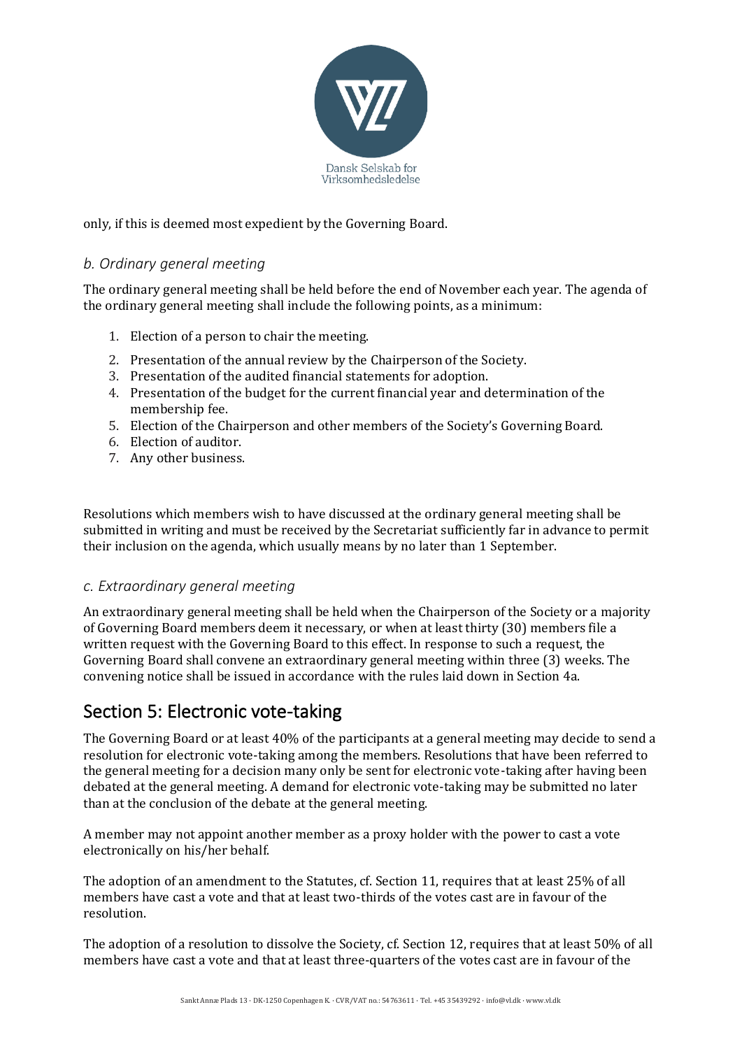only, if this is deemed most expedient by the Governing Board.

### *b. Ordinary general meeting*

The ordinary general meeting shall be held before the end of November each year. The agenda of the ordinary general meeting shall include the following points, as a minimum:

1. Election of a person to chair the meeting.
2. Presentation of the annual review by the Chairperson of the Society.
3. Presentation of the audited financial statements for adoption.
4. Presentation of the budget for the current financial year and determination of the membership fee.
5. Election of the Chairperson and other members of the Society's Governing Board.
6. Election of auditor.
7. Any other business.

Resolutions which members wish to have discussed at the ordinary general meeting shall be submitted in writing and must be received by the Secretariat sufficiently far in advance to permit their inclusion on the agenda, which usually means by no later than 1 September.

### *c. Extraordinary general meeting*

An extraordinary general meeting shall be held when the Chairperson of the Society or a majority of Governing Board members deem it necessary, or when at least thirty (30) members file a written request with the Governing Board to this effect. In response to such a request, the Governing Board shall convene an extraordinary general meeting within three (3) weeks. The convening notice shall be issued in accordance with the rules laid down in Section 4a.

## Section 5: Electronic vote-taking

The Governing Board or at least 40% of the participants at a general meeting may decide to send a resolution for electronic vote-taking among the members. Resolutions that have been referred to the general meeting for a decision many only be sent for electronic vote-taking after having been debated at the general meeting. A demand for electronic vote-taking may be submitted no later than at the conclusion of the debate at the general meeting.

A member may not appoint another member as a proxy holder with the power to cast a vote electronically on his/her behalf.

The adoption of an amendment to the Statutes, cf. Section 11, requires that at least 25% of all members have cast a vote and that at least two-thirds of the votes cast are in favour of the resolution.

The adoption of a resolution to dissolve the Society, cf. Section 12, requires that at least 50% of all members have cast a vote and that at least three-quarters of the votes cast are in favour of the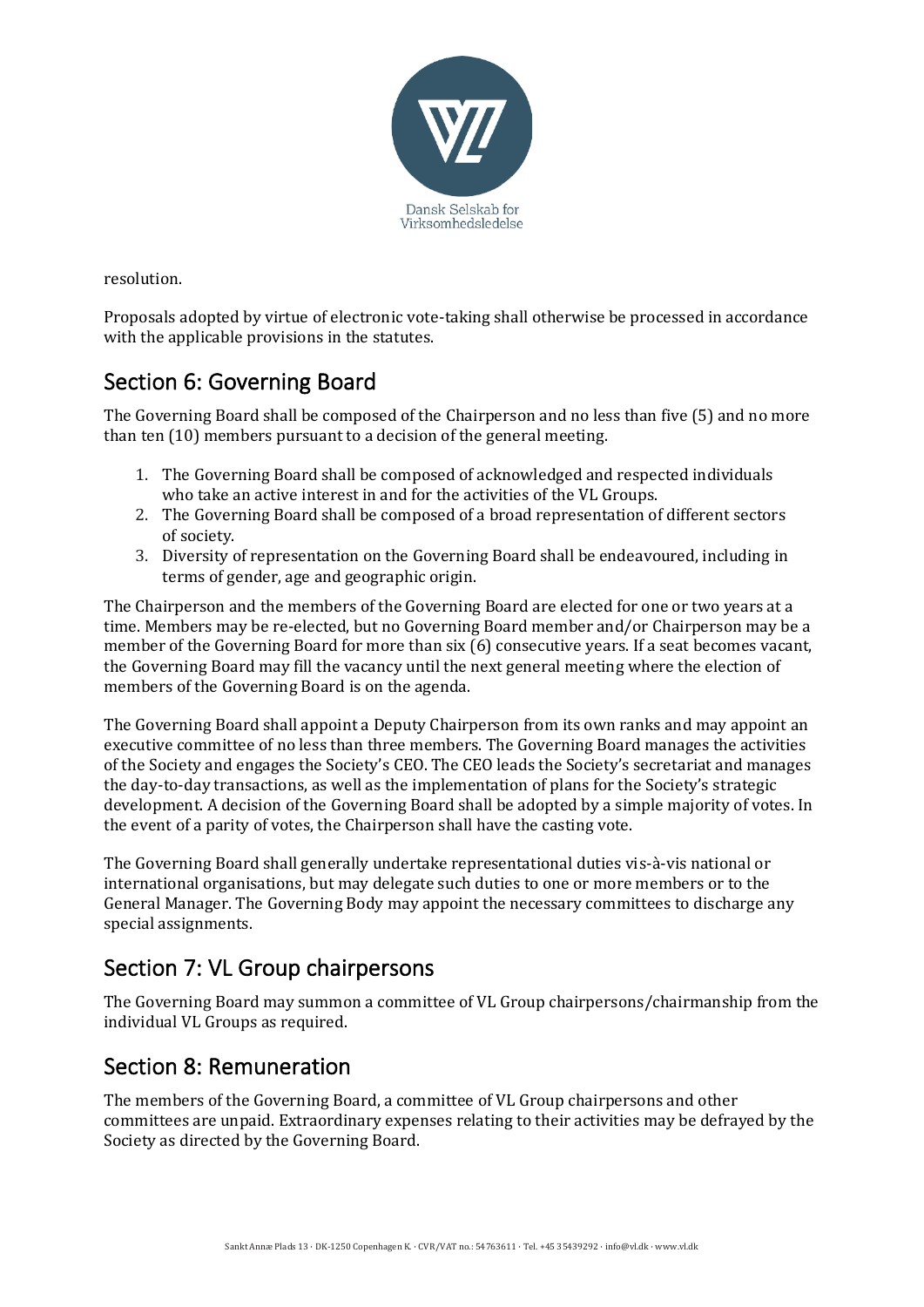resolution.

Proposals adopted by virtue of electronic vote-taking shall otherwise be processed in accordance with the applicable provisions in the statutes.

## Section 6: Governing Board

The Governing Board shall be composed of the Chairperson and no less than five (5) and no more than ten (10) members pursuant to a decision of the general meeting.

1. The Governing Board shall be composed of acknowledged and respected individuals who take an active interest in and for the activities of the VL Groups.
2. The Governing Board shall be composed of a broad representation of different sectors of society.
3. Diversity of representation on the Governing Board shall be endeavoured, including in terms of gender, age and geographic origin.

The Chairperson and the members of the Governing Board are elected for one or two years at a time. Members may be re-elected, but no Governing Board member and/or Chairperson may be a member of the Governing Board for more than six (6) consecutive years. If a seat becomes vacant, the Governing Board may fill the vacancy until the next general meeting where the election of members of the Governing Board is on the agenda.

The Governing Board shall appoint a Deputy Chairperson from its own ranks and may appoint an executive committee of no less than three members. The Governing Board manages the activities of the Society and engages the Society's CEO. The CEO leads the Society's secretariat and manages the day-to-day transactions, as well as the implementation of plans for the Society's strategic development. A decision of the Governing Board shall be adopted by a simple majority of votes. In the event of a parity of votes, the Chairperson shall have the casting vote.

The Governing Board shall generally undertake representational duties vis-à-vis national or international organisations, but may delegate such duties to one or more members or to the General Manager. The Governing Body may appoint the necessary committees to discharge any special assignments.

## Section 7: VL Group chairpersons

The Governing Board may summon a committee of VL Group chairpersons/chairmanship from the individual VL Groups as required.

## Section 8: Remuneration

The members of the Governing Board, a committee of VL Group chairpersons and other committees are unpaid. Extraordinary expenses relating to their activities may be defrayed by the Society as directed by the Governing Board.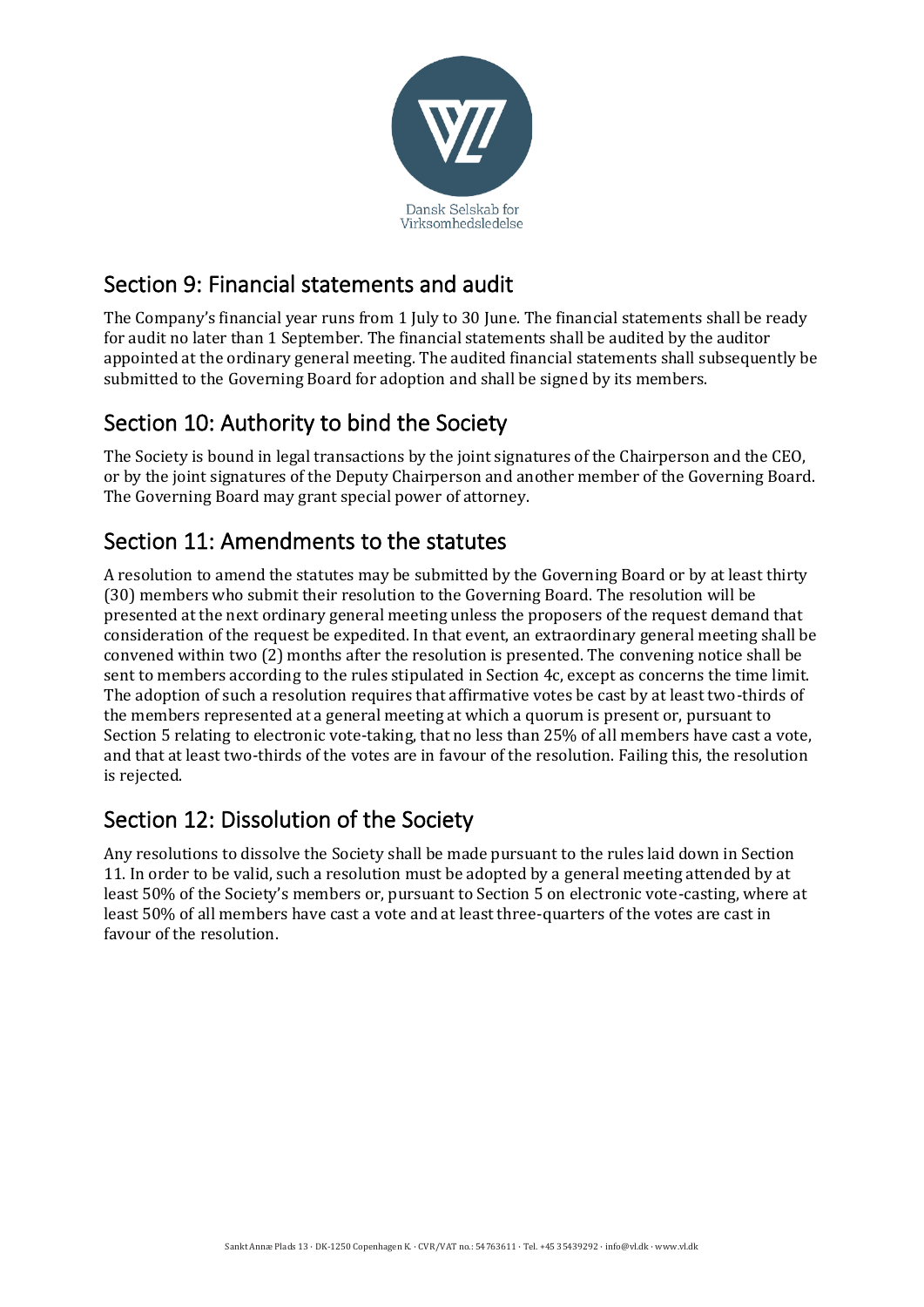## Section 9: Financial statements and audit

The Company's financial year runs from 1 July to 30 June. The financial statements shall be ready for audit no later than 1 September. The financial statements shall be audited by the auditor appointed at the ordinary general meeting. The audited financial statements shall subsequently be submitted to the Governing Board for adoption and shall be signed by its members.

## Section 10: Authority to bind the Society

The Society is bound in legal transactions by the joint signatures of the Chairperson and the CEO, or by the joint signatures of the Deputy Chairperson and another member of the Governing Board. The Governing Board may grant special power of attorney.

## Section 11: Amendments to the statutes

A resolution to amend the statutes may be submitted by the Governing Board or by at least thirty (30) members who submit their resolution to the Governing Board. The resolution will be presented at the next ordinary general meeting unless the proposers of the request demand that consideration of the request be expedited. In that event, an extraordinary general meeting shall be convened within two (2) months after the resolution is presented. The convening notice shall be sent to members according to the rules stipulated in Section 4c, except as concerns the time limit. The adoption of such a resolution requires that affirmative votes be cast by at least two-thirds of the members represented at a general meeting at which a quorum is present or, pursuant to Section 5 relating to electronic vote-taking, that no less than 25% of all members have cast a vote, and that at least two-thirds of the votes are in favour of the resolution. Failing this, the resolution is rejected.

## Section 12: Dissolution of the Society

Any resolutions to dissolve the Society shall be made pursuant to the rules laid down in Section 11. In order to be valid, such a resolution must be adopted by a general meeting attended by at least 50% of the Society's members or, pursuant to Section 5 on electronic vote-casting, where at least 50% of all members have cast a vote and at least three-quarters of the votes are cast in favour of the resolution.